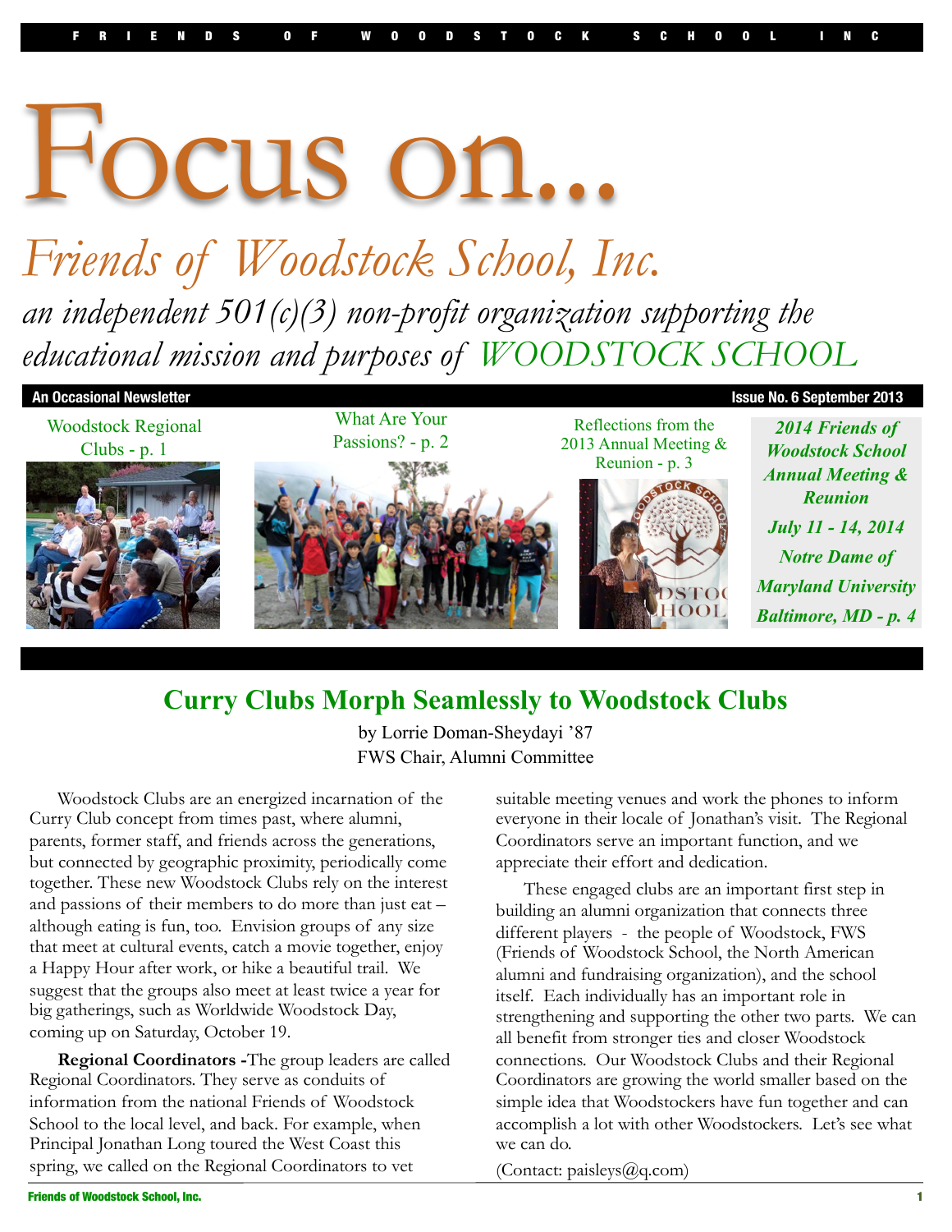FRIENDS OF WOODSTOCK SCHOOL INC

# Focus on...

## *Friends of Woodstock School, Inc.*

*an independent 501(c)(3) non-profit organization supporting the educational mission and purposes of WOODSTOCK SCHOOL*

**An Occasional Newsletter** — **Issue No. 6 September 2013**

Woodstock Regional Clubs - p. 1

What Are Your Passions? - p. 2

Reflections from the 2013 Annual Meeting & Reunion - p. 3

***2014 Friends of Woodstock School Annual Meeting & Reunion***
***July 11 - 14, 2014***
***Notre Dame of Maryland University***
***Baltimore, MD - p. 4***

## Curry Clubs Morph Seamlessly to Woodstock Clubs

by Lorrie Doman-Sheydayi '87
FWS Chair, Alumni Committee

Woodstock Clubs are an energized incarnation of the Curry Club concept from times past, where alumni, parents, former staff, and friends across the generations, but connected by geographic proximity, periodically come together. These new Woodstock Clubs rely on the interest and passions of their members to do more than just eat – although eating is fun, too. Envision groups of any size that meet at cultural events, catch a movie together, enjoy a Happy Hour after work, or hike a beautiful trail. We suggest that the groups also meet at least twice a year for big gatherings, such as Worldwide Woodstock Day, coming up on Saturday, October 19.

**Regional Coordinators -**The group leaders are called Regional Coordinators. They serve as conduits of information from the national Friends of Woodstock School to the local level, and back. For example, when Principal Jonathan Long toured the West Coast this spring, we called on the Regional Coordinators to vet suitable meeting venues and work the phones to inform everyone in their locale of Jonathan's visit. The Regional Coordinators serve an important function, and we appreciate their effort and dedication.

These engaged clubs are an important first step in building an alumni organization that connects three different players - the people of Woodstock, FWS (Friends of Woodstock School, the North American alumni and fundraising organization), and the school itself. Each individually has an important role in strengthening and supporting the other two parts. We can all benefit from stronger ties and closer Woodstock connections. Our Woodstock Clubs and their Regional Coordinators are growing the world smaller based on the simple idea that Woodstockers have fun together and can accomplish a lot with other Woodstockers. Let's see what we can do.

(Contact: paisleys@q.com)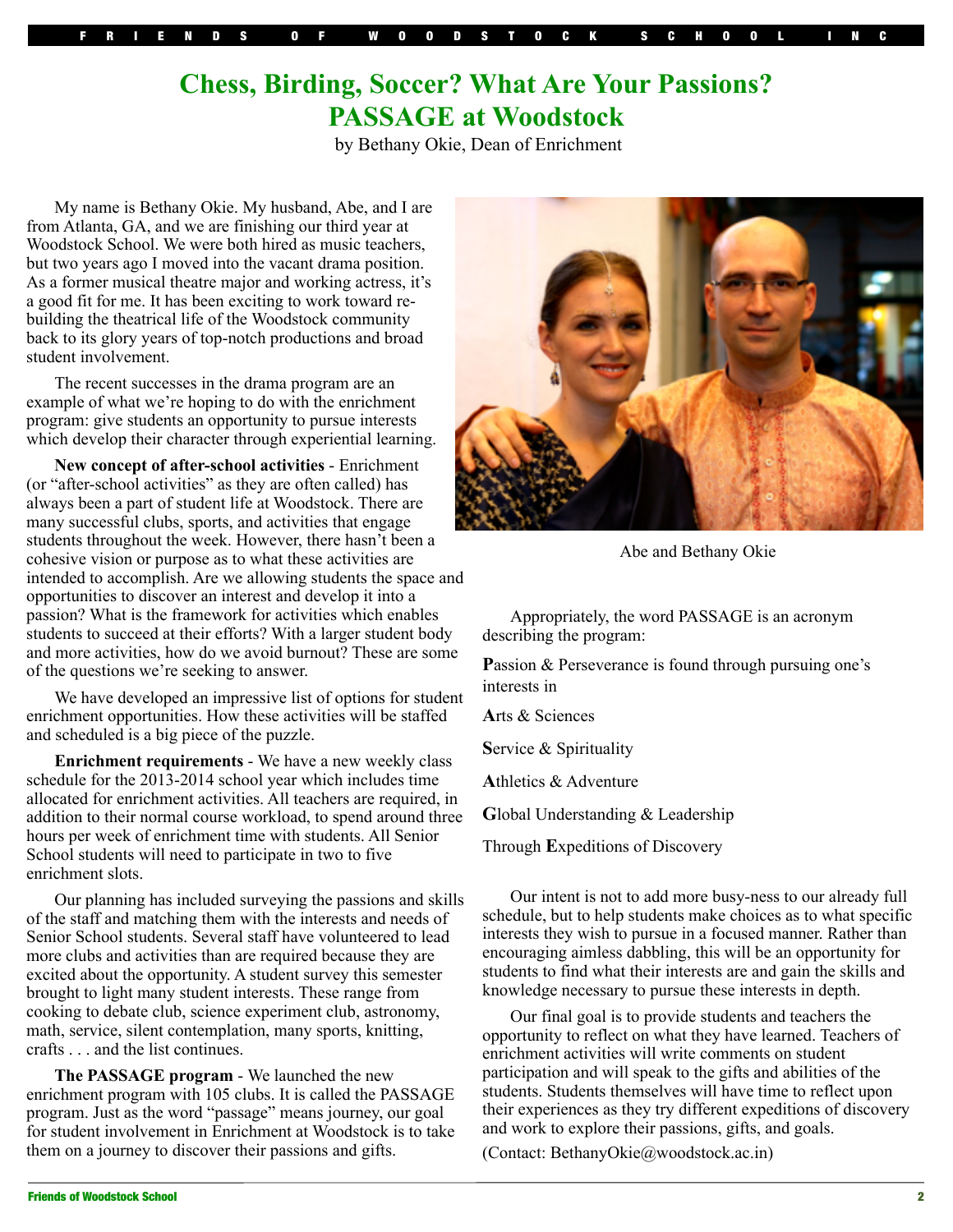# Chess, Birding, Soccer? What Are Your Passions? PASSAGE at Woodstock

by Bethany Okie, Dean of Enrichment

My name is Bethany Okie. My husband, Abe, and I are from Atlanta, GA, and we are finishing our third year at Woodstock School. We were both hired as music teachers, but two years ago I moved into the vacant drama position. As a former musical theatre major and working actress, it's a good fit for me. It has been exciting to work toward re-building the theatrical life of the Woodstock community back to its glory years of top-notch productions and broad student involvement.

The recent successes in the drama program are an example of what we're hoping to do with the enrichment program: give students an opportunity to pursue interests which develop their character through experiential learning.

**New concept of after-school activities** - Enrichment (or "after-school activities" as they are often called) has always been a part of student life at Woodstock. There are many successful clubs, sports, and activities that engage students throughout the week. However, there hasn't been a cohesive vision or purpose as to what these activities are intended to accomplish. Are we allowing students the space and opportunities to discover an interest and develop it into a passion? What is the framework for activities which enables students to succeed at their efforts? With a larger student body and more activities, how do we avoid burnout? These are some of the questions we're seeking to answer.

We have developed an impressive list of options for student enrichment opportunities. How these activities will be staffed and scheduled is a big piece of the puzzle.

**Enrichment requirements** - We have a new weekly class schedule for the 2013-2014 school year which includes time allocated for enrichment activities. All teachers are required, in addition to their normal course workload, to spend around three hours per week of enrichment time with students. All Senior School students will need to participate in two to five enrichment slots.

Our planning has included surveying the passions and skills of the staff and matching them with the interests and needs of Senior School students. Several staff have volunteered to lead more clubs and activities than are required because they are excited about the opportunity. A student survey this semester brought to light many student interests. These range from cooking to debate club, science experiment club, astronomy, math, service, silent contemplation, many sports, knitting, crafts . . . and the list continues.

**The PASSAGE program** - We launched the new enrichment program with 105 clubs. It is called the PASSAGE program. Just as the word "passage" means journey, our goal for student involvement in Enrichment at Woodstock is to take them on a journey to discover their passions and gifts.

Abe and Bethany Okie

Appropriately, the word PASSAGE is an acronym describing the program:

**P**assion & Perseverance is found through pursuing one's interests in

**A**rts & Sciences

**S**ervice & Spirituality

**A**thletics & Adventure

**G**lobal Understanding & Leadership

Through **E**xpeditions of Discovery

Our intent is not to add more busy-ness to our already full schedule, but to help students make choices as to what specific interests they wish to pursue in a focused manner. Rather than encouraging aimless dabbling, this will be an opportunity for students to find what their interests are and gain the skills and knowledge necessary to pursue these interests in depth.

Our final goal is to provide students and teachers the opportunity to reflect on what they have learned. Teachers of enrichment activities will write comments on student participation and will speak to the gifts and abilities of the students. Students themselves will have time to reflect upon their experiences as they try different expeditions of discovery and work to explore their passions, gifts, and goals.

(Contact: BethanyOkie@woodstock.ac.in)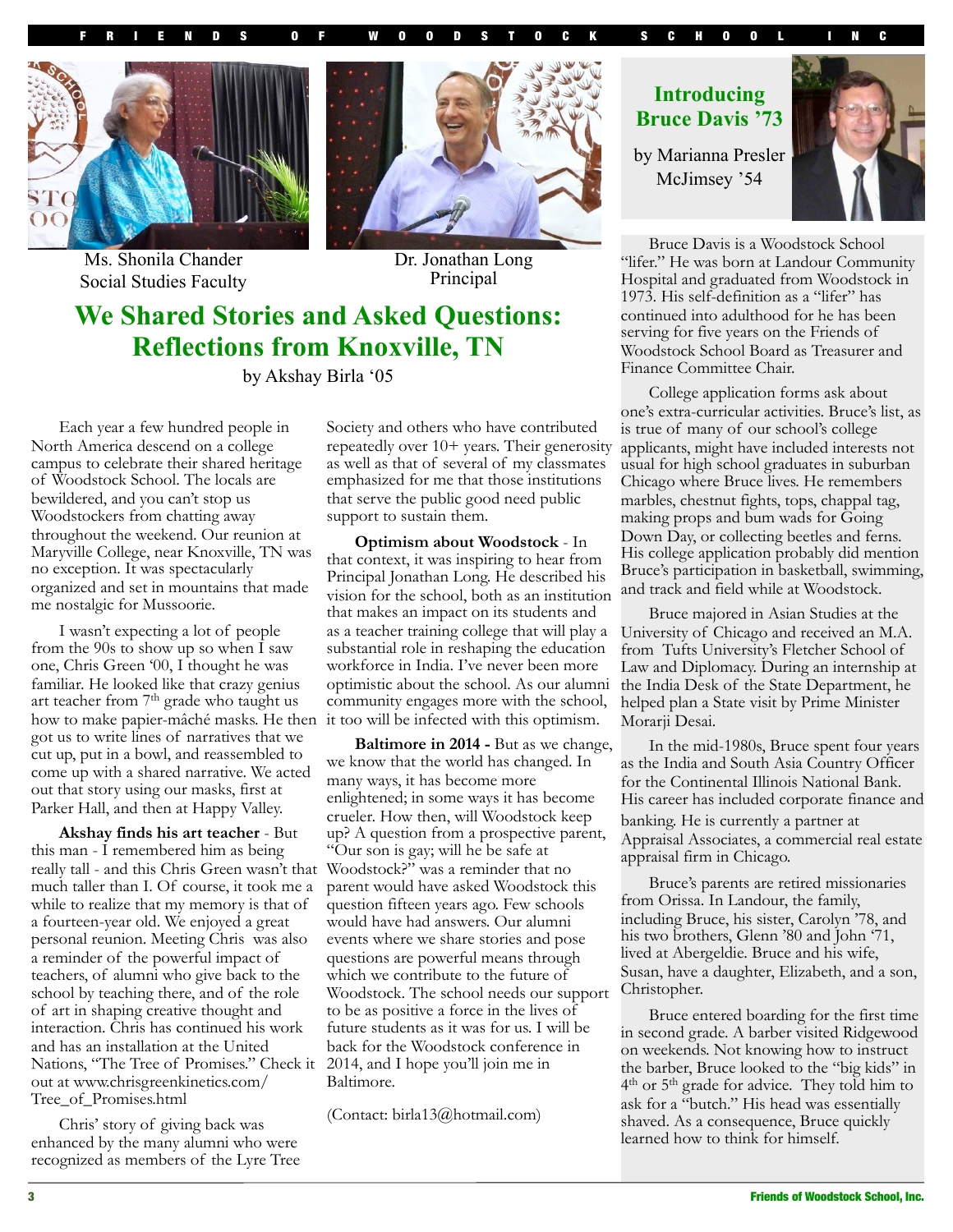Ms. Shonila Chander
Social Studies Faculty

Dr. Jonathan Long
Principal

# We Shared Stories and Asked Questions: Reflections from Knoxville, TN

by Akshay Birla '05

Each year a few hundred people in North America descend on a college campus to celebrate their shared heritage of Woodstock School. The locals are bewildered, and you can't stop us Woodstockers from chatting away throughout the weekend. Our reunion at Maryville College, near Knoxville, TN was no exception. It was spectacularly organized and set in mountains that made me nostalgic for Mussoorie.

I wasn't expecting a lot of people from the 90s to show up so when I saw one, Chris Green '00, I thought he was familiar. He looked like that crazy genius art teacher from 7th grade who taught us how to make papier-mâché masks. He then got us to write lines of narratives that we cut up, put in a bowl, and reassembled to come up with a shared narrative. We acted out that story using our masks, first at Parker Hall, and then at Happy Valley.

**Akshay finds his art teacher** - But this man - I remembered him as being really tall - and this Chris Green wasn't that much taller than I. Of course, it took me a while to realize that my memory is that of a fourteen-year old. We enjoyed a great personal reunion. Meeting Chris was also a reminder of the powerful impact of teachers, of alumni who give back to the school by teaching there, and of the role of art in shaping creative thought and interaction. Chris has continued his work and has an installation at the United Nations, "The Tree of Promises." Check it out at www.chrisgreenkinetics.com/Tree_of_Promises.html

Chris' story of giving back was enhanced by the many alumni who were recognized as members of the Lyre Tree Society and others who have contributed repeatedly over 10+ years. Their generosity as well as that of several of my classmates emphasized for me that those institutions that serve the public good need public support to sustain them.

**Optimism about Woodstock** - In that context, it was inspiring to hear from Principal Jonathan Long. He described his vision for the school, both as an institution that makes an impact on its students and as a teacher training college that will play a substantial role in reshaping the education workforce in India. I've never been more optimistic about the school. As our alumni community engages more with the school, it too will be infected with this optimism.

**Baltimore in 2014 -** But as we change, we know that the world has changed. In many ways, it has become more enlightened; in some ways it has become crueler. How then, will Woodstock keep up? A question from a prospective parent, "Our son is gay; will he be safe at Woodstock?" was a reminder that no parent would have asked Woodstock this question fifteen years ago. Few schools would have had answers. Our alumni events where we share stories and pose questions are powerful means through which we contribute to the future of Woodstock. The school needs our support to be as positive a force in the lives of future students as it was for us. I will be back for the Woodstock conference in 2014, and I hope you'll join me in Baltimore.

(Contact: birla13@hotmail.com)

## Introducing Bruce Davis '73

by Marianna Presler McJimsey '54

Bruce Davis is a Woodstock School "lifer." He was born at Landour Community Hospital and graduated from Woodstock in 1973. His self-definition as a "lifer" has continued into adulthood for he has been serving for five years on the Friends of Woodstock School Board as Treasurer and Finance Committee Chair.

College application forms ask about one's extra-curricular activities. Bruce's list, as is true of many of our school's college applicants, might have included interests not usual for high school graduates in suburban Chicago where Bruce lives. He remembers marbles, chestnut fights, tops, chappal tag, making props and bum wads for Going Down Day, or collecting beetles and ferns. His college application probably did mention Bruce's participation in basketball, swimming, and track and field while at Woodstock.

Bruce majored in Asian Studies at the University of Chicago and received an M.A. from Tufts University's Fletcher School of Law and Diplomacy. During an internship at the India Desk of the State Department, he helped plan a State visit by Prime Minister Morarji Desai.

In the mid-1980s, Bruce spent four years as the India and South Asia Country Officer for the Continental Illinois National Bank. His career has included corporate finance and banking. He is currently a partner at Appraisal Associates, a commercial real estate appraisal firm in Chicago.

Bruce's parents are retired missionaries from Orissa. In Landour, the family, including Bruce, his sister, Carolyn '78, and his two brothers, Glenn '80 and John '71, lived at Abergeldie. Bruce and his wife, Susan, have a daughter, Elizabeth, and a son, Christopher.

Bruce entered boarding for the first time in second grade. A barber visited Ridgewood on weekends. Not knowing how to instruct the barber, Bruce looked to the "big kids" in 4th or 5th grade for advice. They told him to ask for a "butch." His head was essentially shaved. As a consequence, Bruce quickly learned how to think for himself.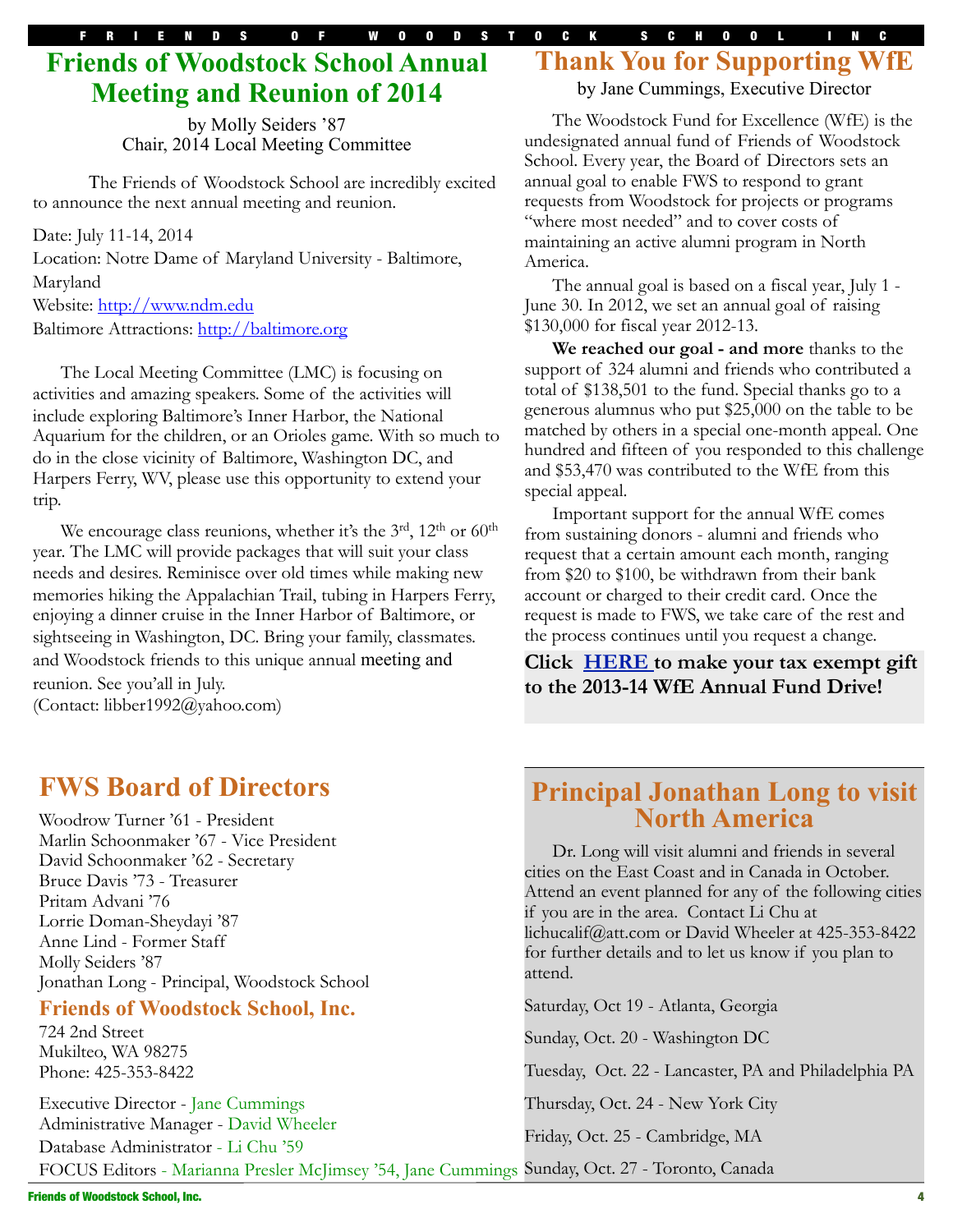## Friends of Woodstock School Annual Meeting and Reunion of 2014

by Molly Seiders '87
Chair, 2014 Local Meeting Committee

The Friends of Woodstock School are incredibly excited to announce the next annual meeting and reunion.

Date: July 11-14, 2014
Location: Notre Dame of Maryland University - Baltimore, Maryland
Website: http://www.ndm.edu
Baltimore Attractions: http://baltimore.org

The Local Meeting Committee (LMC) is focusing on activities and amazing speakers. Some of the activities will include exploring Baltimore's Inner Harbor, the National Aquarium for the children, or an Orioles game. With so much to do in the close vicinity of Baltimore, Washington DC, and Harpers Ferry, WV, please use this opportunity to extend your trip.

We encourage class reunions, whether it's the 3rd, 12th or 60th year. The LMC will provide packages that will suit your class needs and desires. Reminisce over old times while making new memories hiking the Appalachian Trail, tubing in Harpers Ferry, enjoying a dinner cruise in the Inner Harbor of Baltimore, or sightseeing in Washington, DC. Bring your family, classmates. and Woodstock friends to this unique annual meeting and reunion. See you'all in July.
(Contact: libber1992@yahoo.com)

## Thank You for Supporting WfE

by Jane Cummings, Executive Director

The Woodstock Fund for Excellence (WfE) is the undesignated annual fund of Friends of Woodstock School. Every year, the Board of Directors sets an annual goal to enable FWS to respond to grant requests from Woodstock for projects or programs "where most needed" and to cover costs of maintaining an active alumni program in North America.

The annual goal is based on a fiscal year, July 1 - June 30. In 2012, we set an annual goal of raising $130,000 for fiscal year 2012-13.

**We reached our goal - and more** thanks to the support of 324 alumni and friends who contributed a total of $138,501 to the fund. Special thanks go to a generous alumnus who put $25,000 on the table to be matched by others in a special one-month appeal. One hundred and fifteen of you responded to this challenge and $53,470 was contributed to the WfE from this special appeal.

Important support for the annual WfE comes from sustaining donors - alumni and friends who request that a certain amount each month, ranging from $20 to $100, be withdrawn from their bank account or charged to their credit card. Once the request is made to FWS, we take care of the rest and the process continues until you request a change.

**Click HERE to make your tax exempt gift to the 2013-14 WfE Annual Fund Drive!**

## FWS Board of Directors

Woodrow Turner '61 - President
Marlin Schoonmaker '67 - Vice President
David Schoonmaker '62 - Secretary
Bruce Davis '73 - Treasurer
Pritam Advani '76
Lorrie Doman-Sheydayi '87
Anne Lind - Former Staff
Molly Seiders '87
Jonathan Long - Principal, Woodstock School

### Friends of Woodstock School, Inc.

724 2nd Street
Mukilteo, WA 98275
Phone: 425-353-8422

Executive Director - Jane Cummings
Administrative Manager - David Wheeler
Database Administrator - Li Chu '59
FOCUS Editors - Marianna Presler McJimsey '54, Jane Cummings

## Principal Jonathan Long to visit North America

Dr. Long will visit alumni and friends in several cities on the East Coast and in Canada in October. Attend an event planned for any of the following cities if you are in the area. Contact Li Chu at lichucalif@att.com or David Wheeler at 425-353-8422 for further details and to let us know if you plan to attend.

Saturday, Oct 19 - Atlanta, Georgia

Sunday, Oct. 20 - Washington DC

Tuesday, Oct. 22 - Lancaster, PA and Philadelphia PA

Thursday, Oct. 24 - New York City

Friday, Oct. 25 - Cambridge, MA

Sunday, Oct. 27 - Toronto, Canada